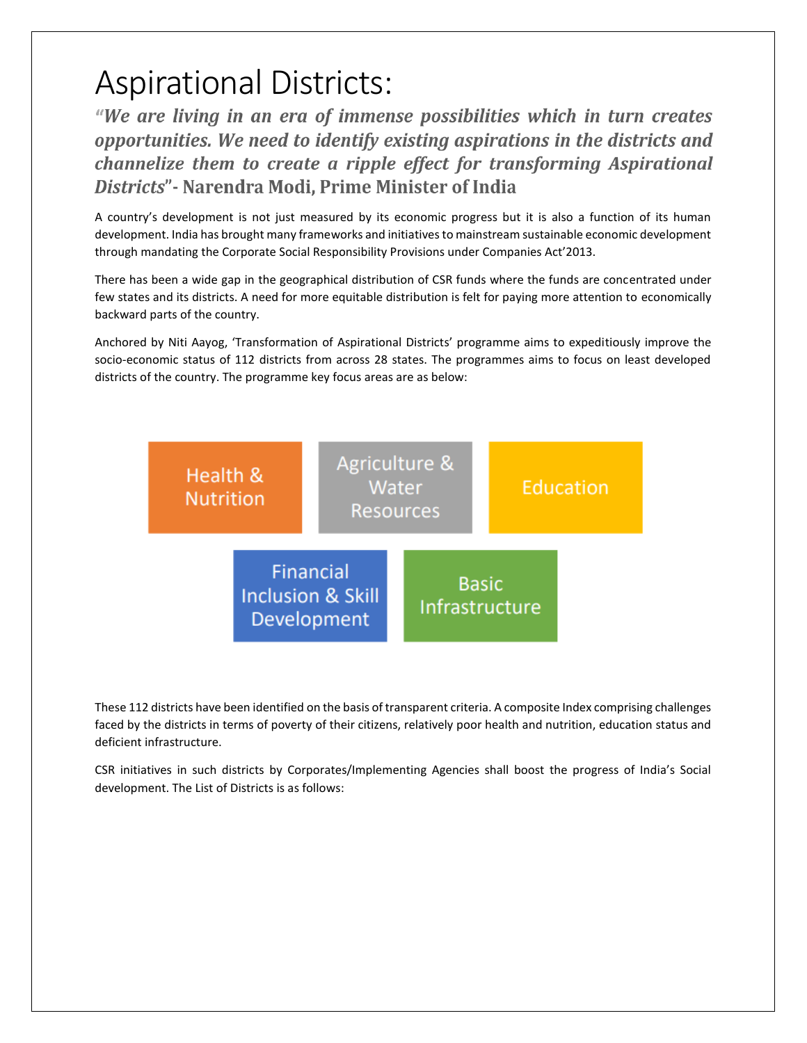# Aspirational Districts:

***"We are living in an era of immense possibilities which in turn creates opportunities. We need to identify existing aspirations in the districts and channelize them to create a ripple effect for transforming Aspirational Districts"*- Narendra Modi, Prime Minister of India**

A country's development is not just measured by its economic progress but it is also a function of its human development. India has brought many frameworks and initiatives to mainstream sustainable economic development through mandating the Corporate Social Responsibility Provisions under Companies Act'2013.

There has been a wide gap in the geographical distribution of CSR funds where the funds are concentrated under few states and its districts. A need for more equitable distribution is felt for paying more attention to economically backward parts of the country.

Anchored by Niti Aayog, 'Transformation of Aspirational Districts' programme aims to expeditiously improve the socio-economic status of 112 districts from across 28 states. The programmes aims to focus on least developed districts of the country. The programme key focus areas are as below:

- Health & Nutrition
- Agriculture & Water Resources
- Education
- Financial Inclusion & Skill Development
- Basic Infrastructure

These 112 districts have been identified on the basis of transparent criteria. A composite Index comprising challenges faced by the districts in terms of poverty of their citizens, relatively poor health and nutrition, education status and deficient infrastructure.

CSR initiatives in such districts by Corporates/Implementing Agencies shall boost the progress of India's Social development. The List of Districts is as follows: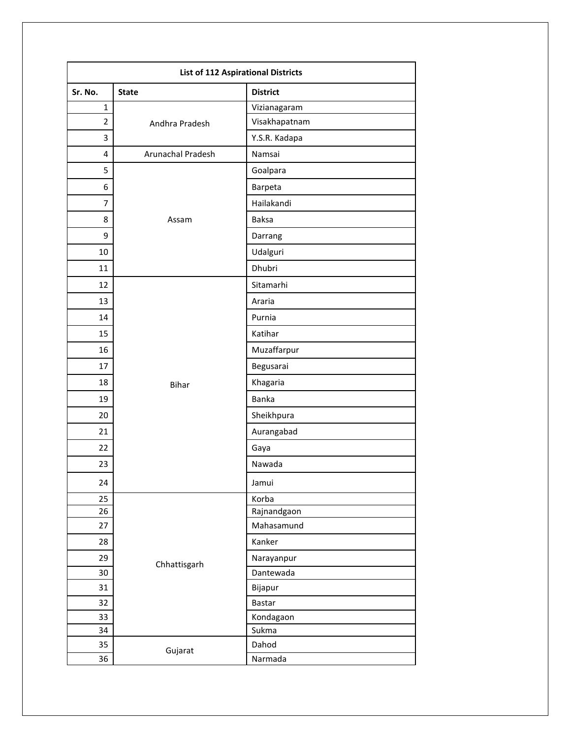| List of 112 Aspirational Districts | | |
|---|---|---|
| **Sr. No.** | **State** | **District** |
| 1 | Andhra Pradesh | Vizianagaram |
| 2 | | Visakhapatnam |
| 3 | | Y.S.R. Kadapa |
| 4 | Arunachal Pradesh | Namsai |
| 5 | Assam | Goalpara |
| 6 | | Barpeta |
| 7 | | Hailakandi |
| 8 | | Baksa |
| 9 | | Darrang |
| 10 | | Udalguri |
| 11 | | Dhubri |
| 12 | Bihar | Sitamarhi |
| 13 | | Araria |
| 14 | | Purnia |
| 15 | | Katihar |
| 16 | | Muzaffarpur |
| 17 | | Begusarai |
| 18 | | Khagaria |
| 19 | | Banka |
| 20 | | Sheikhpura |
| 21 | | Aurangabad |
| 22 | | Gaya |
| 23 | | Nawada |
| 24 | | Jamui |
| 25 | Chhattisgarh | Korba |
| 26 | | Rajnandgaon |
| 27 | | Mahasamund |
| 28 | | Kanker |
| 29 | | Narayanpur |
| 30 | | Dantewada |
| 31 | | Bijapur |
| 32 | | Bastar |
| 33 | | Kondagaon |
| 34 | | Sukma |
| 35 | Gujarat | Dahod |
| 36 | | Narmada |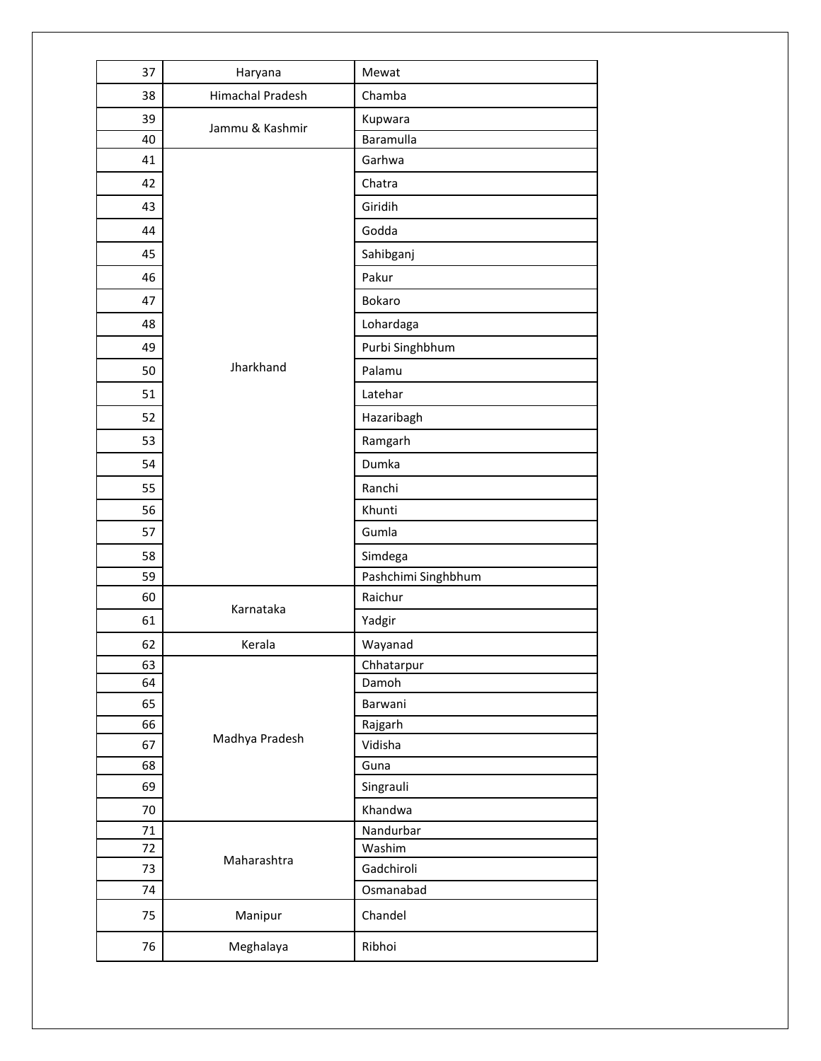| | | |
|---|---|---|
| 37 | Haryana | Mewat |
| 38 | Himachal Pradesh | Chamba |
| 39 | Jammu & Kashmir | Kupwara |
| 40 | | Baramulla |
| 41 | Jharkhand | Garhwa |
| 42 | | Chatra |
| 43 | | Giridih |
| 44 | | Godda |
| 45 | | Sahibganj |
| 46 | | Pakur |
| 47 | | Bokaro |
| 48 | | Lohardaga |
| 49 | | Purbi Singhbhum |
| 50 | | Palamu |
| 51 | | Latehar |
| 52 | | Hazaribagh |
| 53 | | Ramgarh |
| 54 | | Dumka |
| 55 | | Ranchi |
| 56 | | Khunti |
| 57 | | Gumla |
| 58 | | Simdega |
| 59 | | Pashchimi Singhbhum |
| 60 | Karnataka | Raichur |
| 61 | | Yadgir |
| 62 | Kerala | Wayanad |
| 63 | Madhya Pradesh | Chhatarpur |
| 64 | | Damoh |
| 65 | | Barwani |
| 66 | | Rajgarh |
| 67 | | Vidisha |
| 68 | | Guna |
| 69 | | Singrauli |
| 70 | | Khandwa |
| 71 | Maharashtra | Nandurbar |
| 72 | | Washim |
| 73 | | Gadchiroli |
| 74 | | Osmanabad |
| 75 | Manipur | Chandel |
| 76 | Meghalaya | Ribhoi |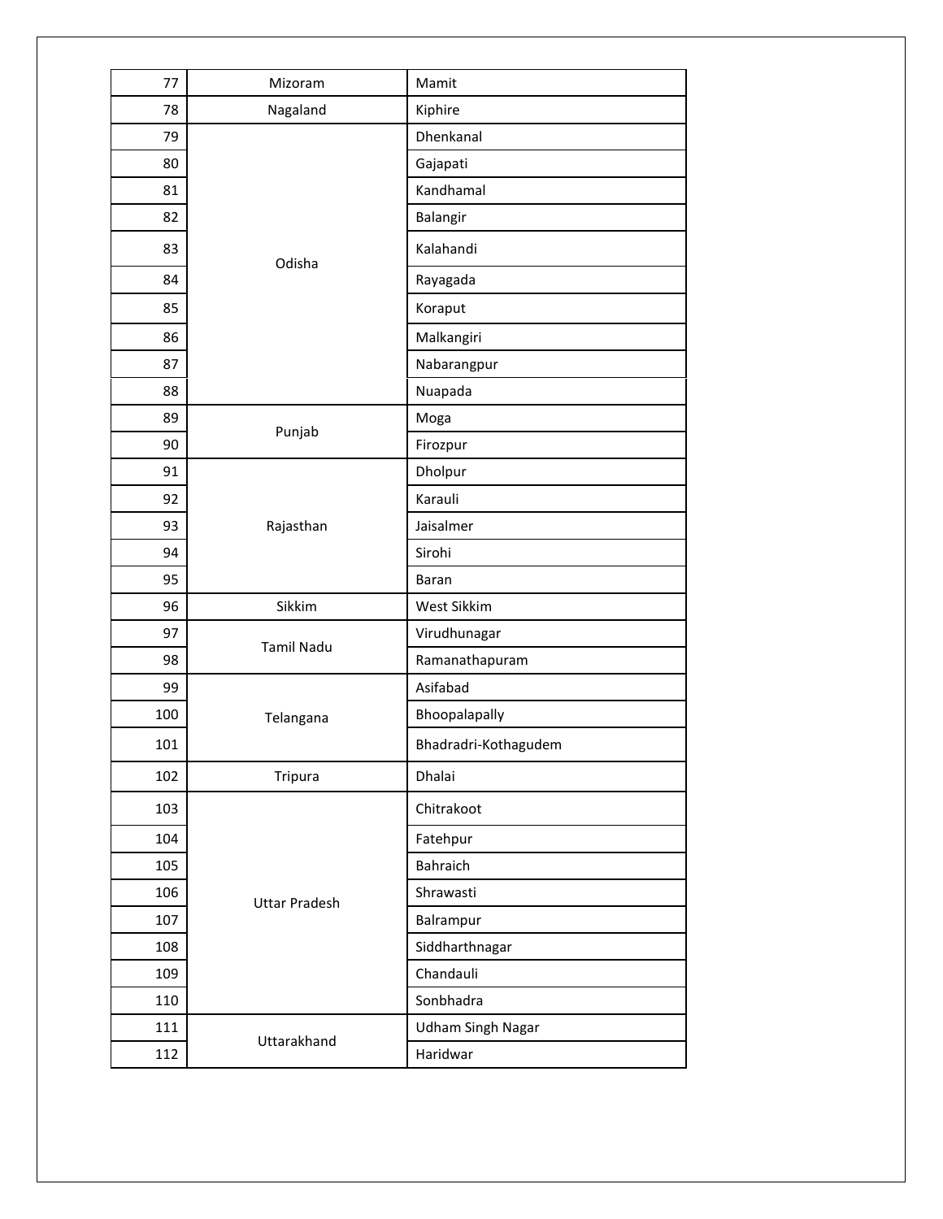| | | |
|---|---|---|
| 77 | Mizoram | Mamit |
| 78 | Nagaland | Kiphire |
| 79 | Odisha | Dhenkanal |
| 80 | | Gajapati |
| 81 | | Kandhamal |
| 82 | | Balangir |
| 83 | | Kalahandi |
| 84 | | Rayagada |
| 85 | | Koraput |
| 86 | | Malkangiri |
| 87 | | Nabarangpur |
| 88 | | Nuapada |
| 89 | Punjab | Moga |
| 90 | | Firozpur |
| 91 | Rajasthan | Dholpur |
| 92 | | Karauli |
| 93 | | Jaisalmer |
| 94 | | Sirohi |
| 95 | | Baran |
| 96 | Sikkim | West Sikkim |
| 97 | Tamil Nadu | Virudhunagar |
| 98 | | Ramanathapuram |
| 99 | Telangana | Asifabad |
| 100 | | Bhoopalapally |
| 101 | | Bhadradri-Kothagudem |
| 102 | Tripura | Dhalai |
| 103 | Uttar Pradesh | Chitrakoot |
| 104 | | Fatehpur |
| 105 | | Bahraich |
| 106 | | Shrawasti |
| 107 | | Balrampur |
| 108 | | Siddharthnagar |
| 109 | | Chandauli |
| 110 | | Sonbhadra |
| 111 | Uttarakhand | Udham Singh Nagar |
| 112 | | Haridwar |